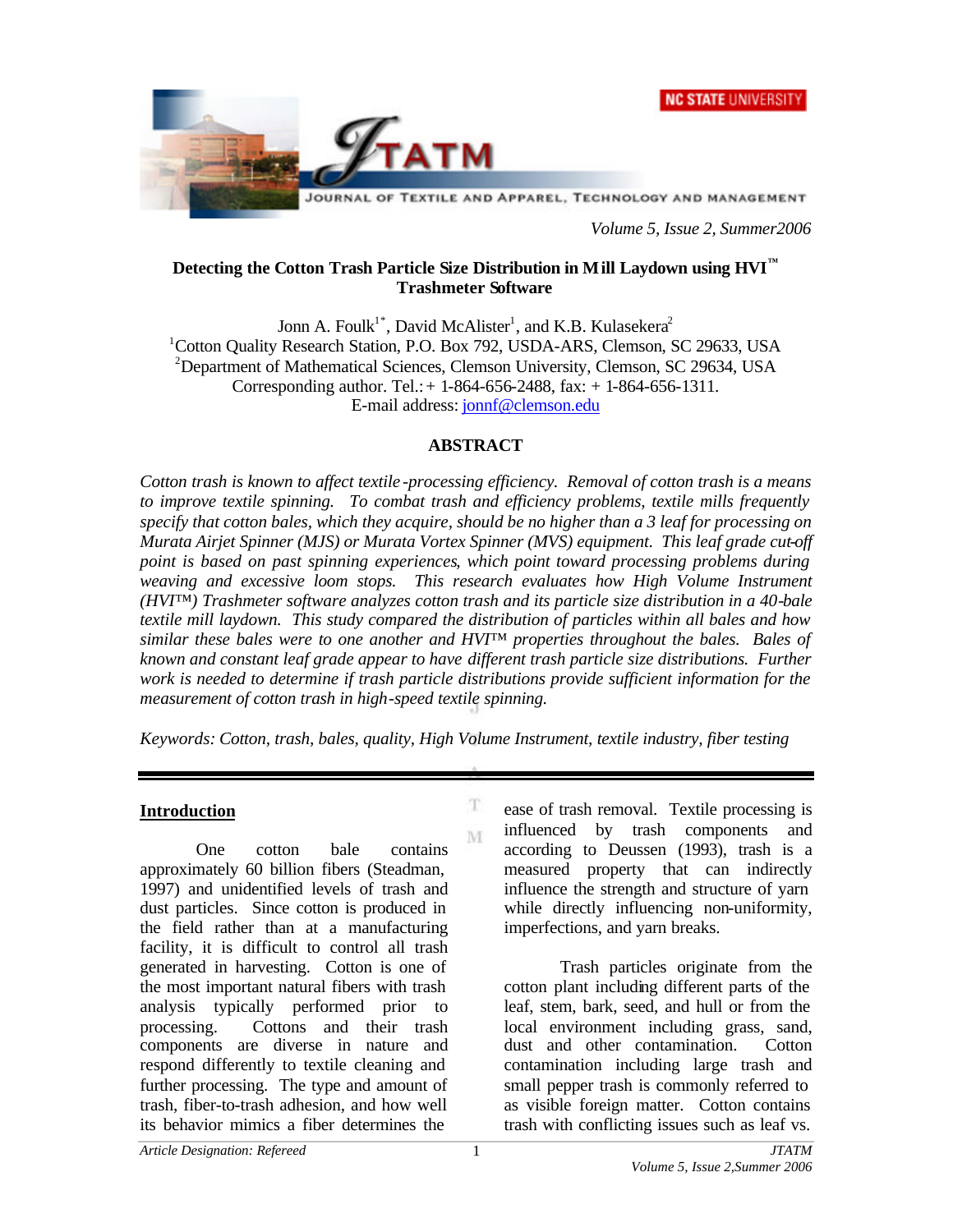# Detecting the Cotton Trash Particle Size Distribution in Mill Laydown using HVI™ Trashmeter Software

Jonn A. Foulk[1*], David McAlister[1], and K.B. Kulasekera[2]

[1]Cotton Quality Research Station, P.O. Box 792, USDA-ARS, Clemson, SC 29633, USA

[2]Department of Mathematical Sciences, Clemson University, Clemson, SC 29634, USA

Corresponding author. Tel.: + 1-864-656-2488, fax: + 1-864-656-1311.

E-mail address: jonnf@clemson.edu

## ABSTRACT

*Cotton trash is known to affect textile-processing efficiency. Removal of cotton trash is a means to improve textile spinning. To combat trash and efficiency problems, textile mills frequently specify that cotton bales, which they acquire, should be no higher than a 3 leaf for processing on Murata Airjet Spinner (MJS) or Murata Vortex Spinner (MVS) equipment. This leaf grade cut-off point is based on past spinning experiences, which point toward processing problems during weaving and excessive loom stops. This research evaluates how High Volume Instrument (HVI™) Trashmeter software analyzes cotton trash and its particle size distribution in a 40-bale textile mill laydown. This study compared the distribution of particles within all bales and how similar these bales were to one another and HVI™ properties throughout the bales. Bales of known and constant leaf grade appear to have different trash particle size distributions. Further work is needed to determine if trash particle distributions provide sufficient information for the measurement of cotton trash in high-speed textile spinning.*

*Keywords: Cotton, trash, bales, quality, High Volume Instrument, textile industry, fiber testing*

## Introduction

One cotton bale contains approximately 60 billion fibers (Steadman, 1997) and unidentified levels of trash and dust particles. Since cotton is produced in the field rather than at a manufacturing facility, it is difficult to control all trash generated in harvesting. Cotton is one of the most important natural fibers with trash analysis typically performed prior to processing. Cottons and their trash components are diverse in nature and respond differently to textile cleaning and further processing. The type and amount of trash, fiber-to-trash adhesion, and how well its behavior mimics a fiber determines the ease of trash removal. Textile processing is influenced by trash components and according to Deussen (1993), trash is a measured property that can indirectly influence the strength and structure of yarn while directly influencing non-uniformity, imperfections, and yarn breaks.

Trash particles originate from the cotton plant including different parts of the leaf, stem, bark, seed, and hull or from the local environment including grass, sand, dust and other contamination. Cotton contamination including large trash and small pepper trash is commonly referred to as visible foreign matter. Cotton contains trash with conflicting issues such as leaf vs.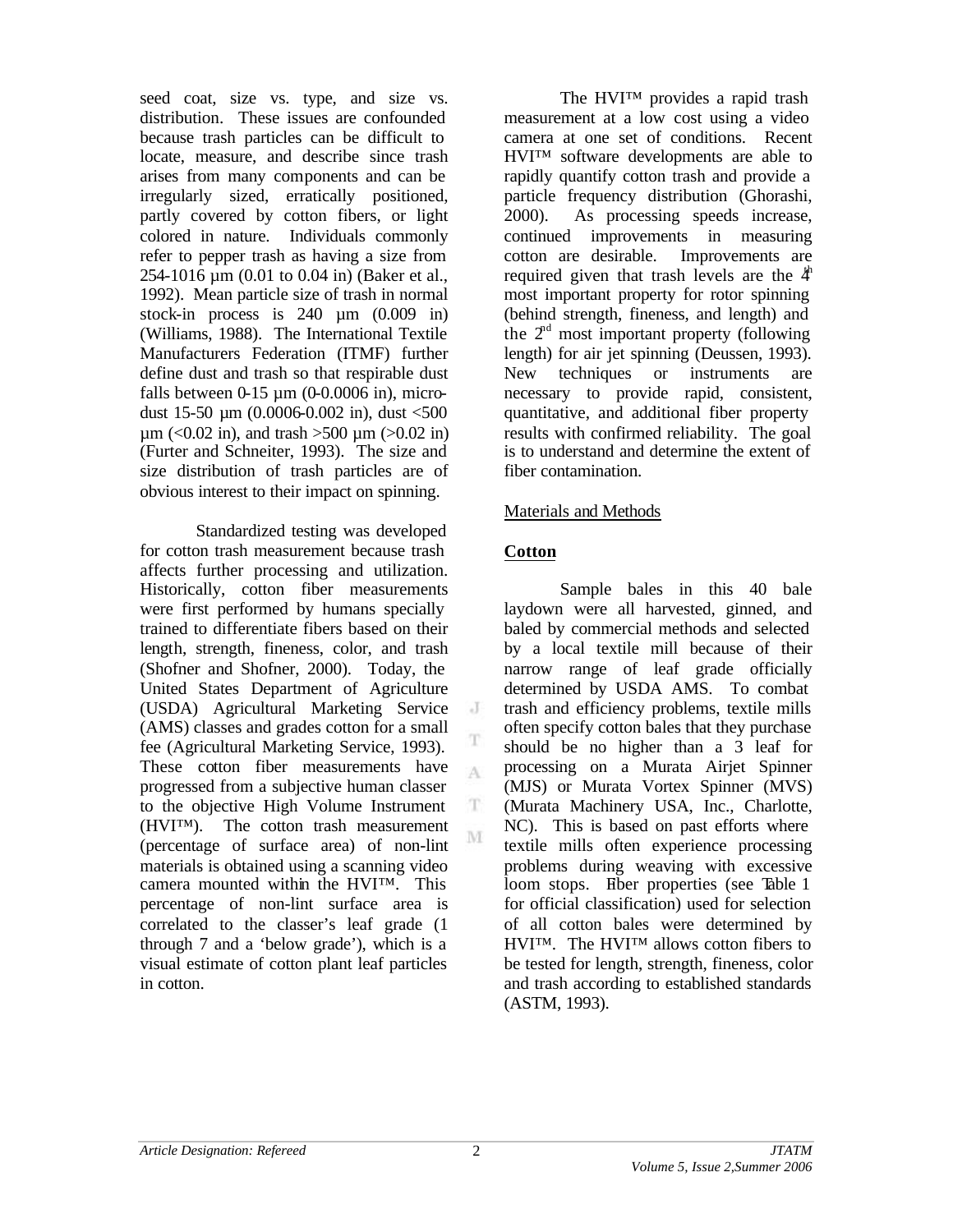seed coat, size vs. type, and size vs. distribution. These issues are confounded because trash particles can be difficult to locate, measure, and describe since trash arises from many components and can be irregularly sized, erratically positioned, partly covered by cotton fibers, or light colored in nature. Individuals commonly refer to pepper trash as having a size from 254-1016 µm (0.01 to 0.04 in) (Baker et al., 1992). Mean particle size of trash in normal stock-in process is 240 µm (0.009 in) (Williams, 1988). The International Textile Manufacturers Federation (ITMF) further define dust and trash so that respirable dust falls between 0-15 µm (0-0.0006 in), micro-dust 15-50 µm (0.0006-0.002 in), dust <500 µm (<0.02 in), and trash >500 µm (>0.02 in) (Furter and Schneiter, 1993). The size and size distribution of trash particles are of obvious interest to their impact on spinning.

Standardized testing was developed for cotton trash measurement because trash affects further processing and utilization. Historically, cotton fiber measurements were first performed by humans specially trained to differentiate fibers based on their length, strength, fineness, color, and trash (Shofner and Shofner, 2000). Today, the United States Department of Agriculture (USDA) Agricultural Marketing Service (AMS) classes and grades cotton for a small fee (Agricultural Marketing Service, 1993). These cotton fiber measurements have progressed from a subjective human classer to the objective High Volume Instrument (HVI™). The cotton trash measurement (percentage of surface area) of non-lint materials is obtained using a scanning video camera mounted within the HVI™. This percentage of non-lint surface area is correlated to the classer's leaf grade (1 through 7 and a 'below grade'), which is a visual estimate of cotton plant leaf particles in cotton.

The HVI™ provides a rapid trash measurement at a low cost using a video camera at one set of conditions. Recent HVI™ software developments are able to rapidly quantify cotton trash and provide a particle frequency distribution (Ghorashi, 2000). As processing speeds increase, continued improvements in measuring cotton are desirable. Improvements are required given that trash levels are the 4th most important property for rotor spinning (behind strength, fineness, and length) and the 2nd most important property (following length) for air jet spinning (Deussen, 1993). New techniques or instruments are necessary to provide rapid, consistent, quantitative, and additional fiber property results with confirmed reliability. The goal is to understand and determine the extent of fiber contamination.

## Materials and Methods

### Cotton

Sample bales in this 40 bale laydown were all harvested, ginned, and baled by commercial methods and selected by a local textile mill because of their narrow range of leaf grade officially determined by USDA AMS. To combat trash and efficiency problems, textile mills often specify cotton bales that they purchase should be no higher than a 3 leaf for processing on a Murata Airjet Spinner (MJS) or Murata Vortex Spinner (MVS) (Murata Machinery USA, Inc., Charlotte, NC). This is based on past efforts where textile mills often experience processing problems during weaving with excessive loom stops. Fiber properties (see Table 1 for official classification) used for selection of all cotton bales were determined by HVI™. The HVI™ allows cotton fibers to be tested for length, strength, fineness, color and trash according to established standards (ASTM, 1993).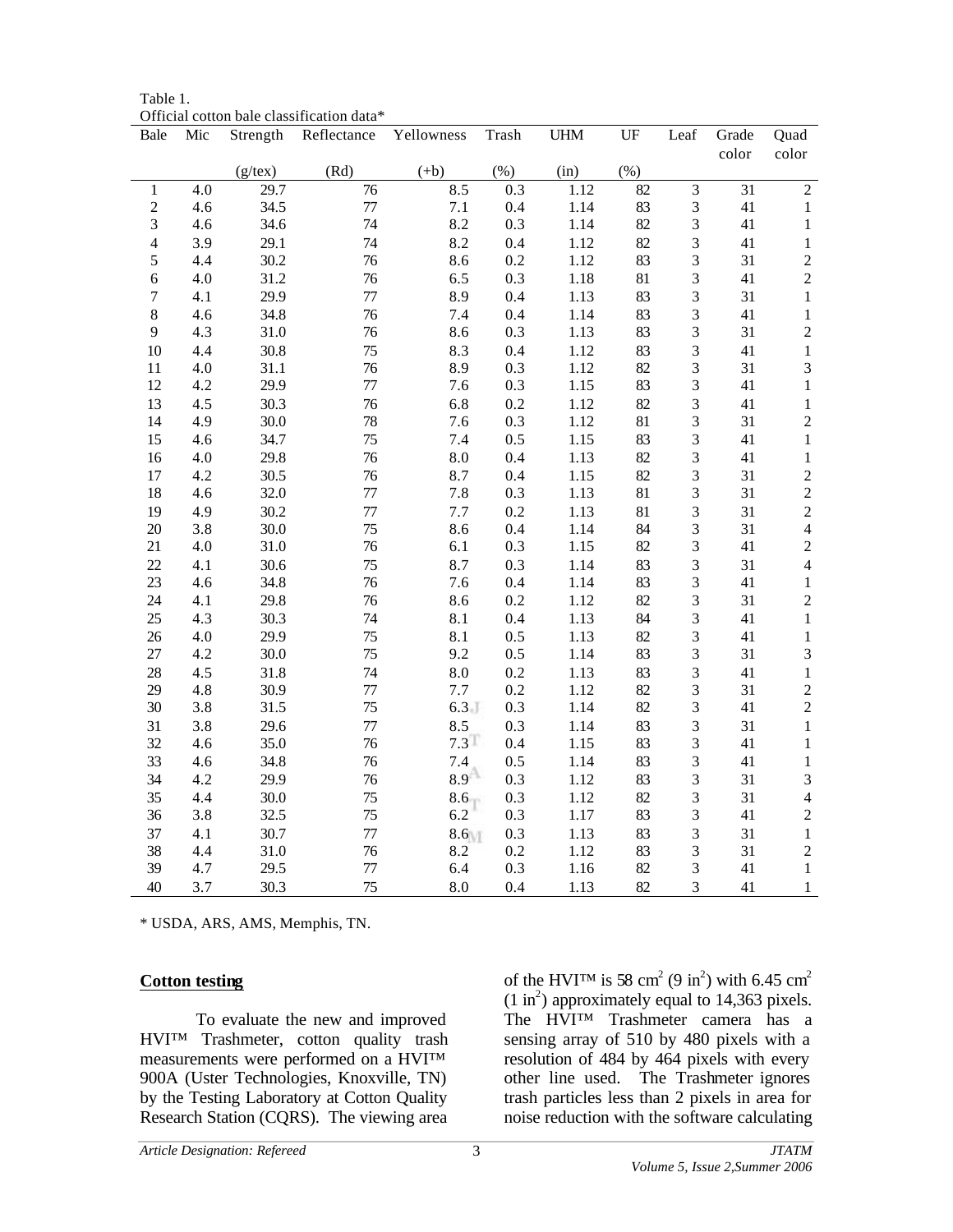Table 1.
Official cotton bale classification data*

| Bale | Mic | Strength (g/tex) | Reflectance (Rd) | Yellowness (+b) | Trash (%) | UHM (in) | UF (%) | Leaf | Grade color | Quad color |
|---|---|---|---|---|---|---|---|---|---|---|
| 1 | 4.0 | 29.7 | 76 | 8.5 | 0.3 | 1.12 | 82 | 3 | 31 | 2 |
| 2 | 4.6 | 34.5 | 77 | 7.1 | 0.4 | 1.14 | 83 | 3 | 41 | 1 |
| 3 | 4.6 | 34.6 | 74 | 8.2 | 0.3 | 1.14 | 82 | 3 | 41 | 1 |
| 4 | 3.9 | 29.1 | 74 | 8.2 | 0.4 | 1.12 | 82 | 3 | 41 | 1 |
| 5 | 4.4 | 30.2 | 76 | 8.6 | 0.2 | 1.12 | 83 | 3 | 31 | 2 |
| 6 | 4.0 | 31.2 | 76 | 6.5 | 0.3 | 1.18 | 81 | 3 | 41 | 2 |
| 7 | 4.1 | 29.9 | 77 | 8.9 | 0.4 | 1.13 | 83 | 3 | 31 | 1 |
| 8 | 4.6 | 34.8 | 76 | 7.4 | 0.4 | 1.14 | 83 | 3 | 41 | 1 |
| 9 | 4.3 | 31.0 | 76 | 8.6 | 0.3 | 1.13 | 83 | 3 | 31 | 2 |
| 10 | 4.4 | 30.8 | 75 | 8.3 | 0.4 | 1.12 | 83 | 3 | 41 | 1 |
| 11 | 4.0 | 31.1 | 76 | 8.9 | 0.3 | 1.12 | 82 | 3 | 31 | 3 |
| 12 | 4.2 | 29.9 | 77 | 7.6 | 0.3 | 1.15 | 83 | 3 | 41 | 1 |
| 13 | 4.5 | 30.3 | 76 | 6.8 | 0.2 | 1.12 | 82 | 3 | 41 | 1 |
| 14 | 4.9 | 30.0 | 78 | 7.6 | 0.3 | 1.12 | 81 | 3 | 31 | 2 |
| 15 | 4.6 | 34.7 | 75 | 7.4 | 0.5 | 1.15 | 83 | 3 | 41 | 1 |
| 16 | 4.0 | 29.8 | 76 | 8.0 | 0.4 | 1.13 | 82 | 3 | 41 | 1 |
| 17 | 4.2 | 30.5 | 76 | 8.7 | 0.4 | 1.15 | 82 | 3 | 31 | 2 |
| 18 | 4.6 | 32.0 | 77 | 7.8 | 0.3 | 1.13 | 81 | 3 | 31 | 2 |
| 19 | 4.9 | 30.2 | 77 | 7.7 | 0.2 | 1.13 | 81 | 3 | 31 | 2 |
| 20 | 3.8 | 30.0 | 75 | 8.6 | 0.4 | 1.14 | 84 | 3 | 31 | 4 |
| 21 | 4.0 | 31.0 | 76 | 6.1 | 0.3 | 1.15 | 82 | 3 | 41 | 2 |
| 22 | 4.1 | 30.6 | 75 | 8.7 | 0.3 | 1.14 | 83 | 3 | 31 | 4 |
| 23 | 4.6 | 34.8 | 76 | 7.6 | 0.4 | 1.14 | 83 | 3 | 41 | 1 |
| 24 | 4.1 | 29.8 | 76 | 8.6 | 0.2 | 1.12 | 82 | 3 | 31 | 2 |
| 25 | 4.3 | 30.3 | 74 | 8.1 | 0.4 | 1.13 | 84 | 3 | 41 | 1 |
| 26 | 4.0 | 29.9 | 75 | 8.1 | 0.5 | 1.13 | 82 | 3 | 41 | 1 |
| 27 | 4.2 | 30.0 | 75 | 9.2 | 0.5 | 1.14 | 83 | 3 | 31 | 3 |
| 28 | 4.5 | 31.8 | 74 | 8.0 | 0.2 | 1.13 | 83 | 3 | 41 | 1 |
| 29 | 4.8 | 30.9 | 77 | 7.7 | 0.2 | 1.12 | 82 | 3 | 31 | 2 |
| 30 | 3.8 | 31.5 | 75 | 6.3 | 0.3 | 1.14 | 82 | 3 | 41 | 2 |
| 31 | 3.8 | 29.6 | 77 | 8.5 | 0.3 | 1.14 | 83 | 3 | 31 | 1 |
| 32 | 4.6 | 35.0 | 76 | 7.3 | 0.4 | 1.15 | 83 | 3 | 41 | 1 |
| 33 | 4.6 | 34.8 | 76 | 7.4 | 0.5 | 1.14 | 83 | 3 | 41 | 1 |
| 34 | 4.2 | 29.9 | 76 | 8.9 | 0.3 | 1.12 | 83 | 3 | 31 | 3 |
| 35 | 4.4 | 30.0 | 75 | 8.6 | 0.3 | 1.12 | 82 | 3 | 31 | 4 |
| 36 | 3.8 | 32.5 | 75 | 6.2 | 0.3 | 1.17 | 83 | 3 | 41 | 2 |
| 37 | 4.1 | 30.7 | 77 | 8.6 | 0.3 | 1.13 | 83 | 3 | 31 | 1 |
| 38 | 4.4 | 31.0 | 76 | 8.2 | 0.2 | 1.12 | 83 | 3 | 31 | 2 |
| 39 | 4.7 | 29.5 | 77 | 6.4 | 0.3 | 1.16 | 82 | 3 | 41 | 1 |
| 40 | 3.7 | 30.3 | 75 | 8.0 | 0.4 | 1.13 | 82 | 3 | 41 | 1 |

\* USDA, ARS, AMS, Memphis, TN.

## Cotton testing

To evaluate the new and improved HVI™ Trashmeter, cotton quality trash measurements were performed on a HVI™ 900A (Uster Technologies, Knoxville, TN) by the Testing Laboratory at Cotton Quality Research Station (CQRS). The viewing area of the HVI™ is 58 $cm^2$ (9 $in^2$) with 6.45 $cm^2$ (1 $in^2$) approximately equal to 14,363 pixels. The HVI™ Trashmeter camera has a sensing array of 510 by 480 pixels with a resolution of 484 by 464 pixels with every other line used. The Trashmeter ignores trash particles less than 2 pixels in area for noise reduction with the software calculating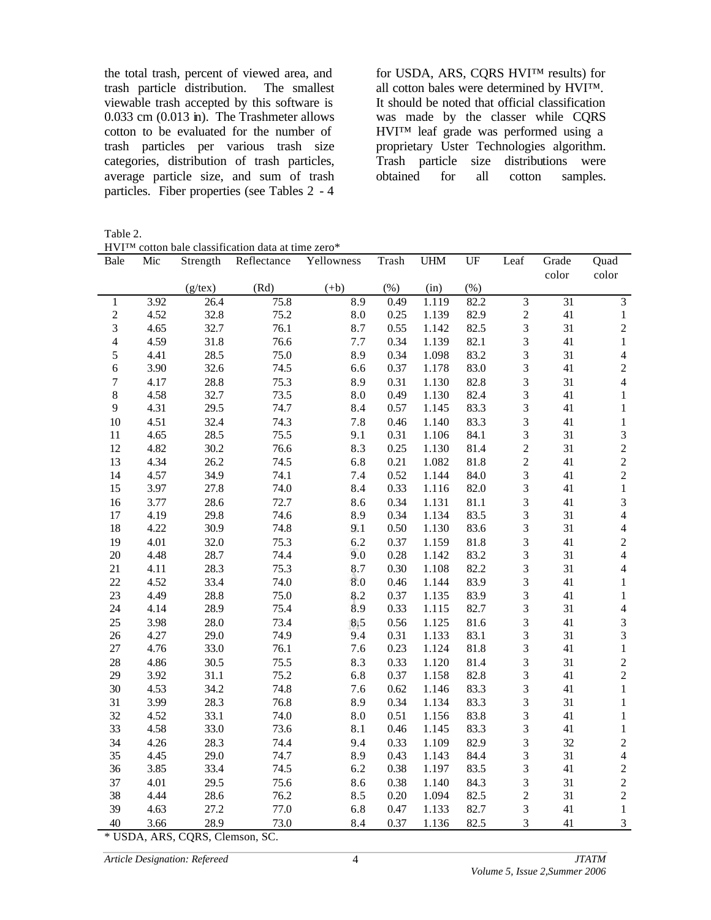the total trash, percent of viewed area, and trash particle distribution. The smallest viewable trash accepted by this software is 0.033 cm (0.013 in). The Trashmeter allows cotton to be evaluated for the number of trash particles per various trash size categories, distribution of trash particles, average particle size, and sum of trash particles. Fiber properties (see Tables 2 - 4 for USDA, ARS, CQRS HVI™ results) for all cotton bales were determined by HVI™. It should be noted that official classification was made by the classer while CQRS HVI™ leaf grade was performed using a proprietary Uster Technologies algorithm. Trash particle size distributions were obtained for all cotton samples.

Table 2.
HVI™ cotton bale classification data at time zero*

| Bale | Mic | Strength | Reflectance | Yellowness | Trash | UHM | UF | Leaf | Grade color | Quad color |
|---|---|---|---|---|---|---|---|---|---|---|
| | | (g/tex) | (Rd) | (+b) | (%) | (in) | (%) | | | |
| 1 | 3.92 | 26.4 | 75.8 | 8.9 | 0.49 | 1.119 | 82.2 | 3 | 31 | 3 |
| 2 | 4.52 | 32.8 | 75.2 | 8.0 | 0.25 | 1.139 | 82.9 | 2 | 41 | 1 |
| 3 | 4.65 | 32.7 | 76.1 | 8.7 | 0.55 | 1.142 | 82.5 | 3 | 31 | 2 |
| 4 | 4.59 | 31.8 | 76.6 | 7.7 | 0.34 | 1.139 | 82.1 | 3 | 41 | 1 |
| 5 | 4.41 | 28.5 | 75.0 | 8.9 | 0.34 | 1.098 | 83.2 | 3 | 31 | 4 |
| 6 | 3.90 | 32.6 | 74.5 | 6.6 | 0.37 | 1.178 | 83.0 | 3 | 41 | 2 |
| 7 | 4.17 | 28.8 | 75.3 | 8.9 | 0.31 | 1.130 | 82.8 | 3 | 31 | 4 |
| 8 | 4.58 | 32.7 | 73.5 | 8.0 | 0.49 | 1.130 | 82.4 | 3 | 41 | 1 |
| 9 | 4.31 | 29.5 | 74.7 | 8.4 | 0.57 | 1.145 | 83.3 | 3 | 41 | 1 |
| 10 | 4.51 | 32.4 | 74.3 | 7.8 | 0.46 | 1.140 | 83.3 | 3 | 41 | 1 |
| 11 | 4.65 | 28.5 | 75.5 | 9.1 | 0.31 | 1.106 | 84.1 | 3 | 31 | 3 |
| 12 | 4.82 | 30.2 | 76.6 | 8.3 | 0.25 | 1.130 | 81.4 | 2 | 31 | 2 |
| 13 | 4.34 | 26.2 | 74.5 | 6.8 | 0.21 | 1.082 | 81.8 | 2 | 41 | 2 |
| 14 | 4.57 | 34.9 | 74.1 | 7.4 | 0.52 | 1.144 | 84.0 | 3 | 41 | 2 |
| 15 | 3.97 | 27.8 | 74.0 | 8.4 | 0.33 | 1.116 | 82.0 | 3 | 41 | 1 |
| 16 | 3.77 | 28.6 | 72.7 | 8.6 | 0.34 | 1.131 | 81.1 | 3 | 41 | 3 |
| 17 | 4.19 | 29.8 | 74.6 | 8.9 | 0.34 | 1.134 | 83.5 | 3 | 31 | 4 |
| 18 | 4.22 | 30.9 | 74.8 | 9.1 | 0.50 | 1.130 | 83.6 | 3 | 31 | 4 |
| 19 | 4.01 | 32.0 | 75.3 | 6.2 | 0.37 | 1.159 | 81.8 | 3 | 41 | 2 |
| 20 | 4.48 | 28.7 | 74.4 | 9.0 | 0.28 | 1.142 | 83.2 | 3 | 31 | 4 |
| 21 | 4.11 | 28.3 | 75.3 | 8.7 | 0.30 | 1.108 | 82.2 | 3 | 31 | 4 |
| 22 | 4.52 | 33.4 | 74.0 | 8.0 | 0.46 | 1.144 | 83.9 | 3 | 41 | 1 |
| 23 | 4.49 | 28.8 | 75.0 | 8.2 | 0.37 | 1.135 | 83.9 | 3 | 41 | 1 |
| 24 | 4.14 | 28.9 | 75.4 | 8.9 | 0.33 | 1.115 | 82.7 | 3 | 31 | 4 |
| 25 | 3.98 | 28.0 | 73.4 | 8.5 | 0.56 | 1.125 | 81.6 | 3 | 41 | 3 |
| 26 | 4.27 | 29.0 | 74.9 | 9.4 | 0.31 | 1.133 | 83.1 | 3 | 31 | 3 |
| 27 | 4.76 | 33.0 | 76.1 | 7.6 | 0.23 | 1.124 | 81.8 | 3 | 41 | 1 |
| 28 | 4.86 | 30.5 | 75.5 | 8.3 | 0.33 | 1.120 | 81.4 | 3 | 31 | 2 |
| 29 | 3.92 | 31.1 | 75.2 | 6.8 | 0.37 | 1.158 | 82.8 | 3 | 41 | 2 |
| 30 | 4.53 | 34.2 | 74.8 | 7.6 | 0.62 | 1.146 | 83.3 | 3 | 41 | 1 |
| 31 | 3.99 | 28.3 | 76.8 | 8.9 | 0.34 | 1.134 | 83.3 | 3 | 31 | 1 |
| 32 | 4.52 | 33.1 | 74.0 | 8.0 | 0.51 | 1.156 | 83.8 | 3 | 41 | 1 |
| 33 | 4.58 | 33.0 | 73.6 | 8.1 | 0.46 | 1.145 | 83.3 | 3 | 41 | 1 |
| 34 | 4.26 | 28.3 | 74.4 | 9.4 | 0.33 | 1.109 | 82.9 | 3 | 32 | 2 |
| 35 | 4.45 | 29.0 | 74.7 | 8.9 | 0.43 | 1.143 | 84.4 | 3 | 31 | 4 |
| 36 | 3.85 | 33.4 | 74.5 | 6.2 | 0.38 | 1.197 | 83.5 | 3 | 41 | 2 |
| 37 | 4.01 | 29.5 | 75.6 | 8.6 | 0.38 | 1.140 | 84.3 | 3 | 31 | 2 |
| 38 | 4.44 | 28.6 | 76.2 | 8.5 | 0.20 | 1.094 | 82.5 | 2 | 31 | 2 |
| 39 | 4.63 | 27.2 | 77.0 | 6.8 | 0.47 | 1.133 | 82.7 | 3 | 41 | 1 |
| 40 | 3.66 | 28.9 | 73.0 | 8.4 | 0.37 | 1.136 | 82.5 | 3 | 41 | 3 |

\* USDA, ARS, CQRS, Clemson, SC.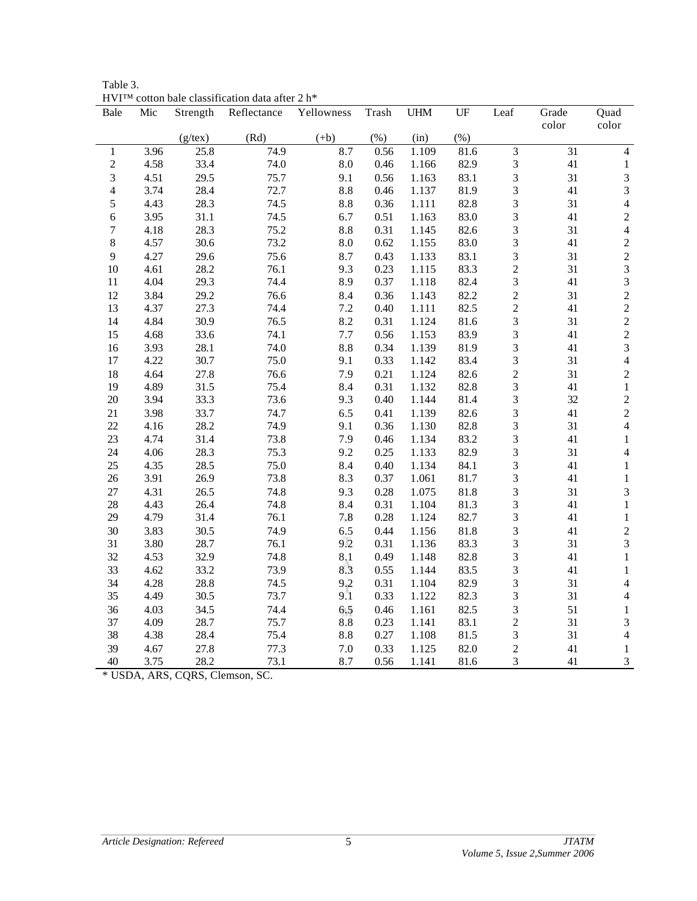Table 3.
HVI™ cotton bale classification data after 2 h*

| Bale | Mic | Strength | Reflectance | Yellowness | Trash | UHM | UF | Leaf | Grade color | Quad color |
|---|---|---|---|---|---|---|---|---|---|---|
| | | (g/tex) | (Rd) | (+b) | (%) | (in) | (%) | | | |
| 1 | 3.96 | 25.8 | 74.9 | 8.7 | 0.56 | 1.109 | 81.6 | 3 | 31 | 4 |
| 2 | 4.58 | 33.4 | 74.0 | 8.0 | 0.46 | 1.166 | 82.9 | 3 | 41 | 1 |
| 3 | 4.51 | 29.5 | 75.7 | 9.1 | 0.56 | 1.163 | 83.1 | 3 | 31 | 3 |
| 4 | 3.74 | 28.4 | 72.7 | 8.8 | 0.46 | 1.137 | 81.9 | 3 | 41 | 3 |
| 5 | 4.43 | 28.3 | 74.5 | 8.8 | 0.36 | 1.111 | 82.8 | 3 | 31 | 4 |
| 6 | 3.95 | 31.1 | 74.5 | 6.7 | 0.51 | 1.163 | 83.0 | 3 | 41 | 2 |
| 7 | 4.18 | 28.3 | 75.2 | 8.8 | 0.31 | 1.145 | 82.6 | 3 | 31 | 4 |
| 8 | 4.57 | 30.6 | 73.2 | 8.0 | 0.62 | 1.155 | 83.0 | 3 | 41 | 2 |
| 9 | 4.27 | 29.6 | 75.6 | 8.7 | 0.43 | 1.133 | 83.1 | 3 | 31 | 2 |
| 10 | 4.61 | 28.2 | 76.1 | 9.3 | 0.23 | 1.115 | 83.3 | 2 | 31 | 3 |
| 11 | 4.04 | 29.3 | 74.4 | 8.9 | 0.37 | 1.118 | 82.4 | 3 | 41 | 3 |
| 12 | 3.84 | 29.2 | 76.6 | 8.4 | 0.36 | 1.143 | 82.2 | 2 | 31 | 2 |
| 13 | 4.37 | 27.3 | 74.4 | 7.2 | 0.40 | 1.111 | 82.5 | 2 | 41 | 2 |
| 14 | 4.84 | 30.9 | 76.5 | 8.2 | 0.31 | 1.124 | 81.6 | 3 | 31 | 2 |
| 15 | 4.68 | 33.6 | 74.1 | 7.7 | 0.56 | 1.153 | 83.9 | 3 | 41 | 2 |
| 16 | 3.93 | 28.1 | 74.0 | 8.8 | 0.34 | 1.139 | 81.9 | 3 | 41 | 3 |
| 17 | 4.22 | 30.7 | 75.0 | 9.1 | 0.33 | 1.142 | 83.4 | 3 | 31 | 4 |
| 18 | 4.64 | 27.8 | 76.6 | 7.9 | 0.21 | 1.124 | 82.6 | 2 | 31 | 2 |
| 19 | 4.89 | 31.5 | 75.4 | 8.4 | 0.31 | 1.132 | 82.8 | 3 | 41 | 1 |
| 20 | 3.94 | 33.3 | 73.6 | 9.3 | 0.40 | 1.144 | 81.4 | 3 | 32 | 2 |
| 21 | 3.98 | 33.7 | 74.7 | 6.5 | 0.41 | 1.139 | 82.6 | 3 | 41 | 2 |
| 22 | 4.16 | 28.2 | 74.9 | 9.1 | 0.36 | 1.130 | 82.8 | 3 | 31 | 4 |
| 23 | 4.74 | 31.4 | 73.8 | 7.9 | 0.46 | 1.134 | 83.2 | 3 | 41 | 1 |
| 24 | 4.06 | 28.3 | 75.3 | 9.2 | 0.25 | 1.133 | 82.9 | 3 | 31 | 4 |
| 25 | 4.35 | 28.5 | 75.0 | 8.4 | 0.40 | 1.134 | 84.1 | 3 | 41 | 1 |
| 26 | 3.91 | 26.9 | 73.8 | 8.3 | 0.37 | 1.061 | 81.7 | 3 | 41 | 1 |
| 27 | 4.31 | 26.5 | 74.8 | 9.3 | 0.28 | 1.075 | 81.8 | 3 | 31 | 3 |
| 28 | 4.43 | 26.4 | 74.8 | 8.4 | 0.31 | 1.104 | 81.3 | 3 | 41 | 1 |
| 29 | 4.79 | 31.4 | 76.1 | 7.8 | 0.28 | 1.124 | 82.7 | 3 | 41 | 1 |
| 30 | 3.83 | 30.5 | 74.9 | 6.5 | 0.44 | 1.156 | 81.8 | 3 | 41 | 2 |
| 31 | 3.80 | 28.7 | 76.1 | 9.2 | 0.31 | 1.136 | 83.3 | 3 | 31 | 3 |
| 32 | 4.53 | 32.9 | 74.8 | 8.1 | 0.49 | 1.148 | 82.8 | 3 | 41 | 1 |
| 33 | 4.62 | 33.2 | 73.9 | 8.3 | 0.55 | 1.144 | 83.5 | 3 | 41 | 1 |
| 34 | 4.28 | 28.8 | 74.5 | 9.2 | 0.31 | 1.104 | 82.9 | 3 | 31 | 4 |
| 35 | 4.49 | 30.5 | 73.7 | 9.1 | 0.33 | 1.122 | 82.3 | 3 | 31 | 4 |
| 36 | 4.03 | 34.5 | 74.4 | 6.5 | 0.46 | 1.161 | 82.5 | 3 | 51 | 1 |
| 37 | 4.09 | 28.7 | 75.7 | 8.8 | 0.23 | 1.141 | 83.1 | 2 | 31 | 3 |
| 38 | 4.38 | 28.4 | 75.4 | 8.8 | 0.27 | 1.108 | 81.5 | 3 | 31 | 4 |
| 39 | 4.67 | 27.8 | 77.3 | 7.0 | 0.33 | 1.125 | 82.0 | 2 | 41 | 1 |
| 40 | 3.75 | 28.2 | 73.1 | 8.7 | 0.56 | 1.141 | 81.6 | 3 | 41 | 3 |

* USDA, ARS, CQRS, Clemson, SC.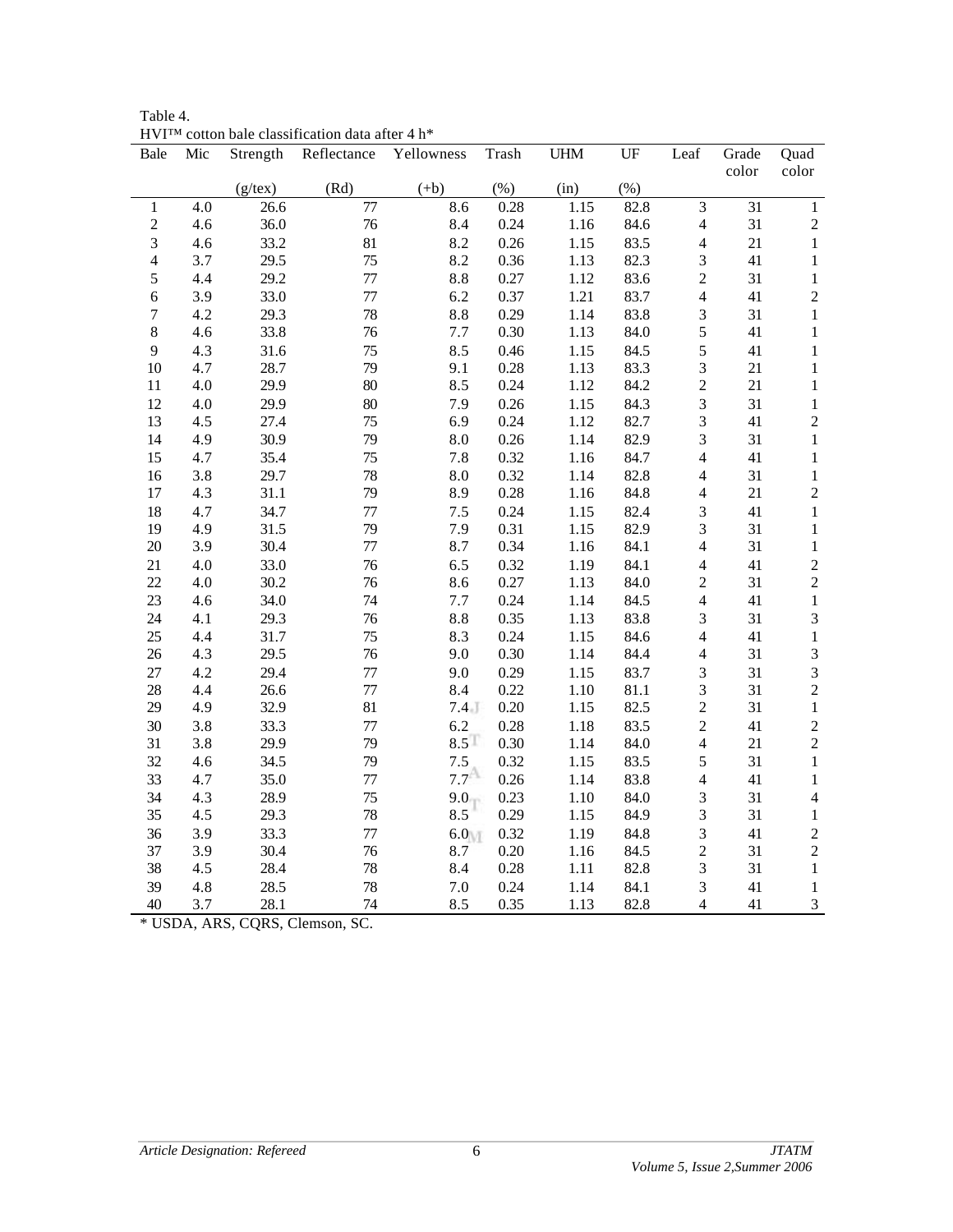Table 4.
HVI™ cotton bale classification data after 4 h*

| Bale | Mic | Strength | Reflectance | Yellowness | Trash | UHM | UF | Leaf | Grade color | Quad color |
|---|---|---|---|---|---|---|---|---|---|---|
| | | (g/tex) | (Rd) | (+b) | (%) | (in) | (%) | | | |
| 1 | 4.0 | 26.6 | 77 | 8.6 | 0.28 | 1.15 | 82.8 | 3 | 31 | 1 |
| 2 | 4.6 | 36.0 | 76 | 8.4 | 0.24 | 1.16 | 84.6 | 4 | 31 | 2 |
| 3 | 4.6 | 33.2 | 81 | 8.2 | 0.26 | 1.15 | 83.5 | 4 | 21 | 1 |
| 4 | 3.7 | 29.5 | 75 | 8.2 | 0.36 | 1.13 | 82.3 | 3 | 41 | 1 |
| 5 | 4.4 | 29.2 | 77 | 8.8 | 0.27 | 1.12 | 83.6 | 2 | 31 | 1 |
| 6 | 3.9 | 33.0 | 77 | 6.2 | 0.37 | 1.21 | 83.7 | 4 | 41 | 2 |
| 7 | 4.2 | 29.3 | 78 | 8.8 | 0.29 | 1.14 | 83.8 | 3 | 31 | 1 |
| 8 | 4.6 | 33.8 | 76 | 7.7 | 0.30 | 1.13 | 84.0 | 5 | 41 | 1 |
| 9 | 4.3 | 31.6 | 75 | 8.5 | 0.46 | 1.15 | 84.5 | 5 | 41 | 1 |
| 10 | 4.7 | 28.7 | 79 | 9.1 | 0.28 | 1.13 | 83.3 | 3 | 21 | 1 |
| 11 | 4.0 | 29.9 | 80 | 8.5 | 0.24 | 1.12 | 84.2 | 2 | 21 | 1 |
| 12 | 4.0 | 29.9 | 80 | 7.9 | 0.26 | 1.15 | 84.3 | 3 | 31 | 1 |
| 13 | 4.5 | 27.4 | 75 | 6.9 | 0.24 | 1.12 | 82.7 | 3 | 41 | 2 |
| 14 | 4.9 | 30.9 | 79 | 8.0 | 0.26 | 1.14 | 82.9 | 3 | 31 | 1 |
| 15 | 4.7 | 35.4 | 75 | 7.8 | 0.32 | 1.16 | 84.7 | 4 | 41 | 1 |
| 16 | 3.8 | 29.7 | 78 | 8.0 | 0.32 | 1.14 | 82.8 | 4 | 31 | 1 |
| 17 | 4.3 | 31.1 | 79 | 8.9 | 0.28 | 1.16 | 84.8 | 4 | 21 | 2 |
| 18 | 4.7 | 34.7 | 77 | 7.5 | 0.24 | 1.15 | 82.4 | 3 | 41 | 1 |
| 19 | 4.9 | 31.5 | 79 | 7.9 | 0.31 | 1.15 | 82.9 | 3 | 31 | 1 |
| 20 | 3.9 | 30.4 | 77 | 8.7 | 0.34 | 1.16 | 84.1 | 4 | 31 | 1 |
| 21 | 4.0 | 33.0 | 76 | 6.5 | 0.32 | 1.19 | 84.1 | 4 | 41 | 2 |
| 22 | 4.0 | 30.2 | 76 | 8.6 | 0.27 | 1.13 | 84.0 | 2 | 31 | 2 |
| 23 | 4.6 | 34.0 | 74 | 7.7 | 0.24 | 1.14 | 84.5 | 4 | 41 | 1 |
| 24 | 4.1 | 29.3 | 76 | 8.8 | 0.35 | 1.13 | 83.8 | 3 | 31 | 3 |
| 25 | 4.4 | 31.7 | 75 | 8.3 | 0.24 | 1.15 | 84.6 | 4 | 41 | 1 |
| 26 | 4.3 | 29.5 | 76 | 9.0 | 0.30 | 1.14 | 84.4 | 4 | 31 | 3 |
| 27 | 4.2 | 29.4 | 77 | 9.0 | 0.29 | 1.15 | 83.7 | 3 | 31 | 3 |
| 28 | 4.4 | 26.6 | 77 | 8.4 | 0.22 | 1.10 | 81.1 | 3 | 31 | 2 |
| 29 | 4.9 | 32.9 | 81 | 7.4 | 0.20 | 1.15 | 82.5 | 2 | 31 | 1 |
| 30 | 3.8 | 33.3 | 77 | 6.2 | 0.28 | 1.18 | 83.5 | 2 | 41 | 2 |
| 31 | 3.8 | 29.9 | 79 | 8.5 | 0.30 | 1.14 | 84.0 | 4 | 21 | 2 |
| 32 | 4.6 | 34.5 | 79 | 7.5 | 0.32 | 1.15 | 83.5 | 5 | 31 | 1 |
| 33 | 4.7 | 35.0 | 77 | 7.7 | 0.26 | 1.14 | 83.8 | 4 | 41 | 1 |
| 34 | 4.3 | 28.9 | 75 | 9.0 | 0.23 | 1.10 | 84.0 | 3 | 31 | 4 |
| 35 | 4.5 | 29.3 | 78 | 8.5 | 0.29 | 1.15 | 84.9 | 3 | 31 | 1 |
| 36 | 3.9 | 33.3 | 77 | 6.0 | 0.32 | 1.19 | 84.8 | 3 | 41 | 2 |
| 37 | 3.9 | 30.4 | 76 | 8.7 | 0.20 | 1.16 | 84.5 | 2 | 31 | 2 |
| 38 | 4.5 | 28.4 | 78 | 8.4 | 0.28 | 1.11 | 82.8 | 3 | 31 | 1 |
| 39 | 4.8 | 28.5 | 78 | 7.0 | 0.24 | 1.14 | 84.1 | 3 | 41 | 1 |
| 40 | 3.7 | 28.1 | 74 | 8.5 | 0.35 | 1.13 | 82.8 | 4 | 41 | 3 |

* USDA, ARS, CQRS, Clemson, SC.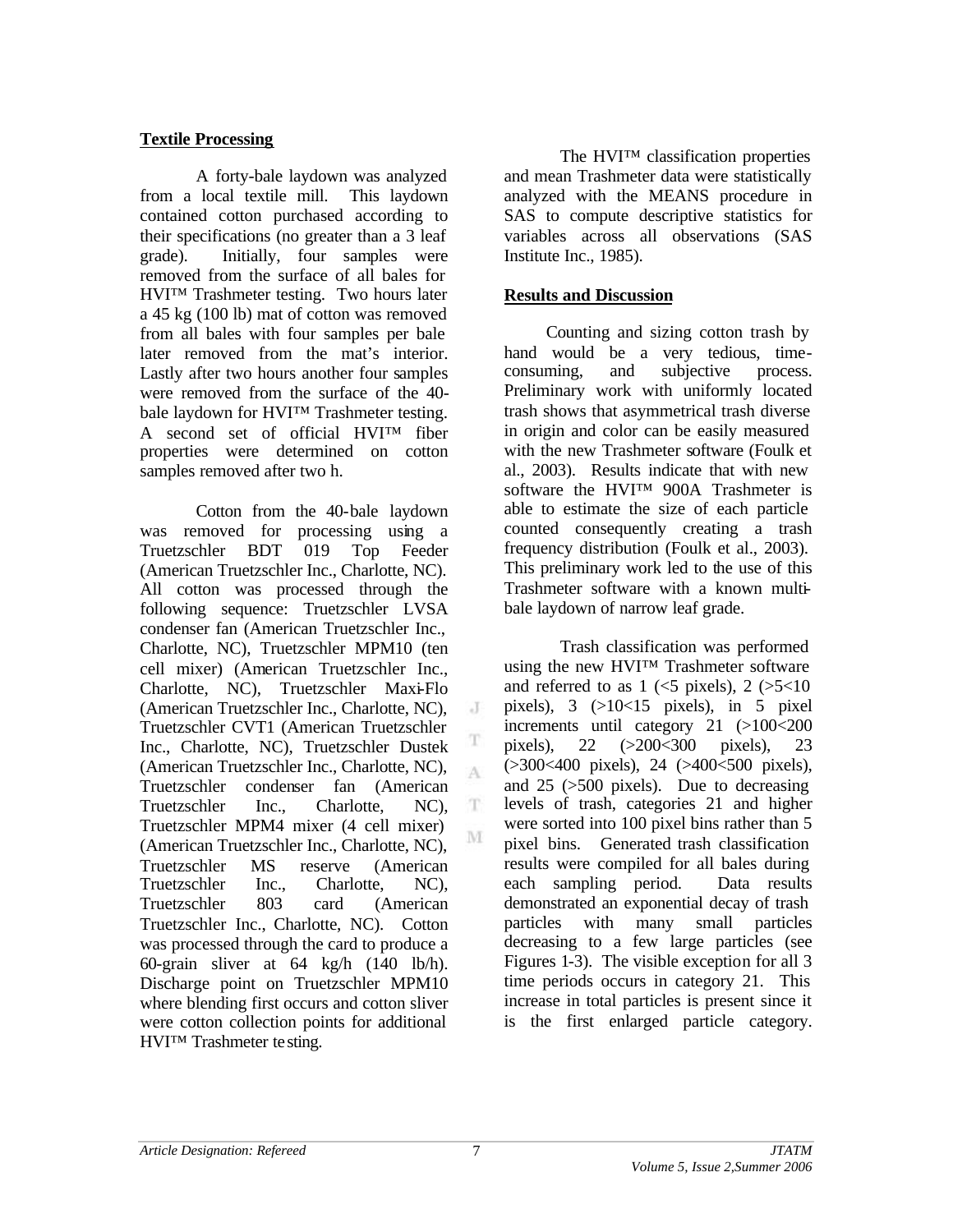## Textile Processing

A forty-bale laydown was analyzed from a local textile mill. This laydown contained cotton purchased according to their specifications (no greater than a 3 leaf grade). Initially, four samples were removed from the surface of all bales for HVI™ Trashmeter testing. Two hours later a 45 kg (100 lb) mat of cotton was removed from all bales with four samples per bale later removed from the mat's interior. Lastly after two hours another four samples were removed from the surface of the 40-bale laydown for HVI™ Trashmeter testing. A second set of official HVI™ fiber properties were determined on cotton samples removed after two h.

Cotton from the 40-bale laydown was removed for processing using a Truetzschler BDT 019 Top Feeder (American Truetzschler Inc., Charlotte, NC). All cotton was processed through the following sequence: Truetzschler LVSA condenser fan (American Truetzschler Inc., Charlotte, NC), Truetzschler MPM10 (ten cell mixer) (American Truetzschler Inc., Charlotte, NC), Truetzschler Maxi-Flo (American Truetzschler Inc., Charlotte, NC), Truetzschler CVT1 (American Truetzschler Inc., Charlotte, NC), Truetzschler Dustek (American Truetzschler Inc., Charlotte, NC), Truetzschler condenser fan (American Truetzschler Inc., Charlotte, NC), Truetzschler MPM4 mixer (4 cell mixer) (American Truetzschler Inc., Charlotte, NC), Truetzschler MS reserve (American Truetzschler Inc., Charlotte, NC), Truetzschler 803 card (American Truetzschler Inc., Charlotte, NC). Cotton was processed through the card to produce a 60-grain sliver at 64 kg/h (140 lb/h). Discharge point on Truetzschler MPM10 where blending first occurs and cotton sliver were cotton collection points for additional HVI™ Trashmeter testing.

The HVI™ classification properties and mean Trashmeter data were statistically analyzed with the MEANS procedure in SAS to compute descriptive statistics for variables across all observations (SAS Institute Inc., 1985).

## Results and Discussion

Counting and sizing cotton trash by hand would be a very tedious, time-consuming, and subjective process. Preliminary work with uniformly located trash shows that asymmetrical trash diverse in origin and color can be easily measured with the new Trashmeter software (Foulk et al., 2003). Results indicate that with new software the HVI™ 900A Trashmeter is able to estimate the size of each particle counted consequently creating a trash frequency distribution (Foulk et al., 2003). This preliminary work led to the use of this Trashmeter software with a known multi-bale laydown of narrow leaf grade.

Trash classification was performed using the new HVI™ Trashmeter software and referred to as 1 (<5 pixels), 2 (>5<10 pixels), 3 (>10<15 pixels), in 5 pixel increments until category 21 (>100<200 pixels), 22 (>200<300 pixels), 23 (>300<400 pixels), 24 (>400<500 pixels), and 25 (>500 pixels). Due to decreasing levels of trash, categories 21 and higher were sorted into 100 pixel bins rather than 5 pixel bins. Generated trash classification results were compiled for all bales during each sampling period. Data results demonstrated an exponential decay of trash particles with many small particles decreasing to a few large particles (see Figures 1-3). The visible exception for all 3 time periods occurs in category 21. This increase in total particles is present since it is the first enlarged particle category.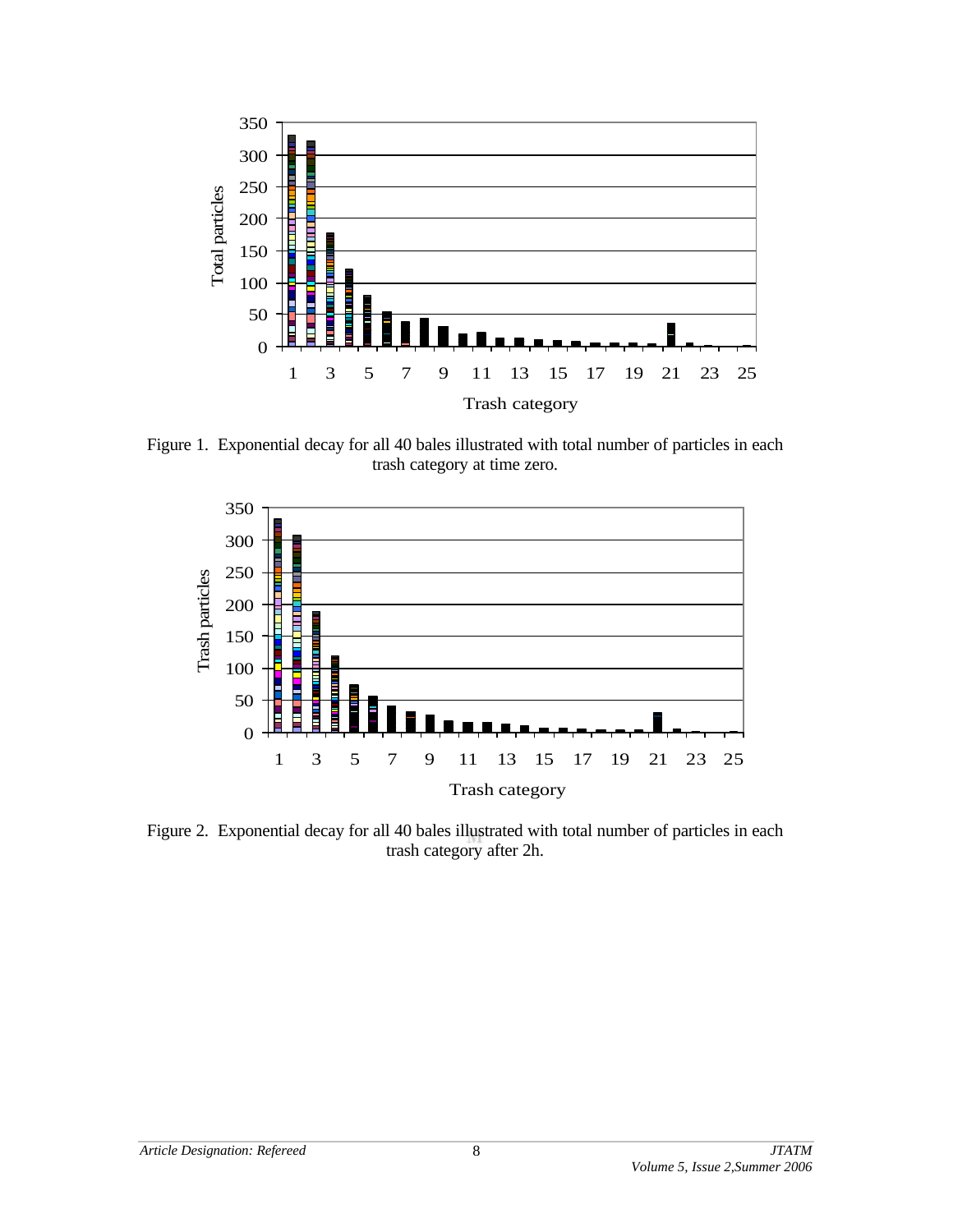Figure 1. Exponential decay for all 40 bales illustrated with total number of particles in each trash category at time zero.

Figure 2. Exponential decay for all 40 bales illustrated with total number of particles in each trash category after 2h.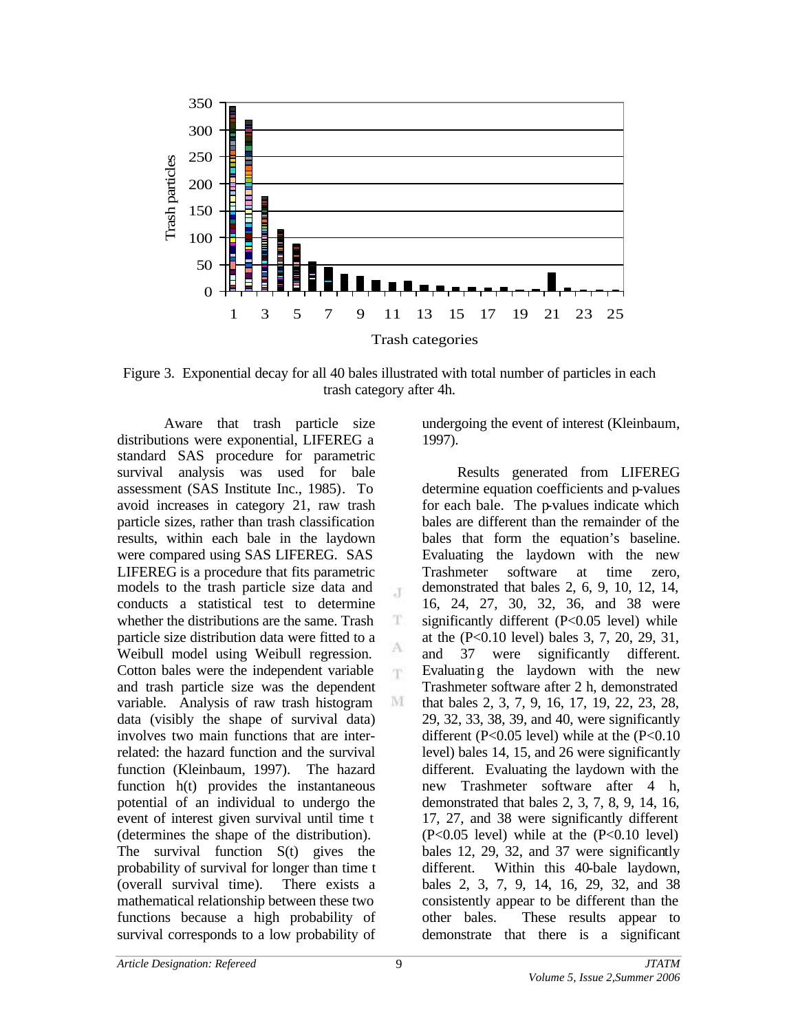Figure 3. Exponential decay for all 40 bales illustrated with total number of particles in each trash category after 4h.

Aware that trash particle size distributions were exponential, LIFEREG a standard SAS procedure for parametric survival analysis was used for bale assessment (SAS Institute Inc., 1985). To avoid increases in category 21, raw trash particle sizes, rather than trash classification results, within each bale in the laydown were compared using SAS LIFEREG. SAS LIFEREG is a procedure that fits parametric models to the trash particle size data and conducts a statistical test to determine whether the distributions are the same. Trash particle size distribution data were fitted to a Weibull model using Weibull regression. Cotton bales were the independent variable and trash particle size was the dependent variable. Analysis of raw trash histogram data (visibly the shape of survival data) involves two main functions that are inter-related: the hazard function and the survival function (Kleinbaum, 1997). The hazard function h(t) provides the instantaneous potential of an individual to undergo the event of interest given survival until time t (determines the shape of the distribution). The survival function S(t) gives the probability of survival for longer than time t (overall survival time). There exists a mathematical relationship between these two functions because a high probability of survival corresponds to a low probability of undergoing the event of interest (Kleinbaum, 1997).

Results generated from LIFEREG determine equation coefficients and p-values for each bale. The p-values indicate which bales are different than the remainder of the bales that form the equation's baseline. Evaluating the laydown with the new Trashmeter software at time zero, demonstrated that bales 2, 6, 9, 10, 12, 14, 16, 24, 27, 30, 32, 36, and 38 were significantly different ($P<0.05$ level) while at the ($P<0.10$ level) bales 3, 7, 20, 29, 31, and 37 were significantly different. Evaluating the laydown with the new Trashmeter software after 2 h, demonstrated that bales 2, 3, 7, 9, 16, 17, 19, 22, 23, 28, 29, 32, 33, 38, 39, and 40, were significantly different ($P<0.05$ level) while at the ($P<0.10$ level) bales 14, 15, and 26 were significantly different. Evaluating the laydown with the new Trashmeter software after 4 h, demonstrated that bales 2, 3, 7, 8, 9, 14, 16, 17, 27, and 38 were significantly different ($P<0.05$ level) while at the ($P<0.10$ level) bales 12, 29, 32, and 37 were significantly different. Within this 40-bale laydown, bales 2, 3, 7, 9, 14, 16, 29, 32, and 38 consistently appear to be different than the other bales. These results appear to demonstrate that there is a significant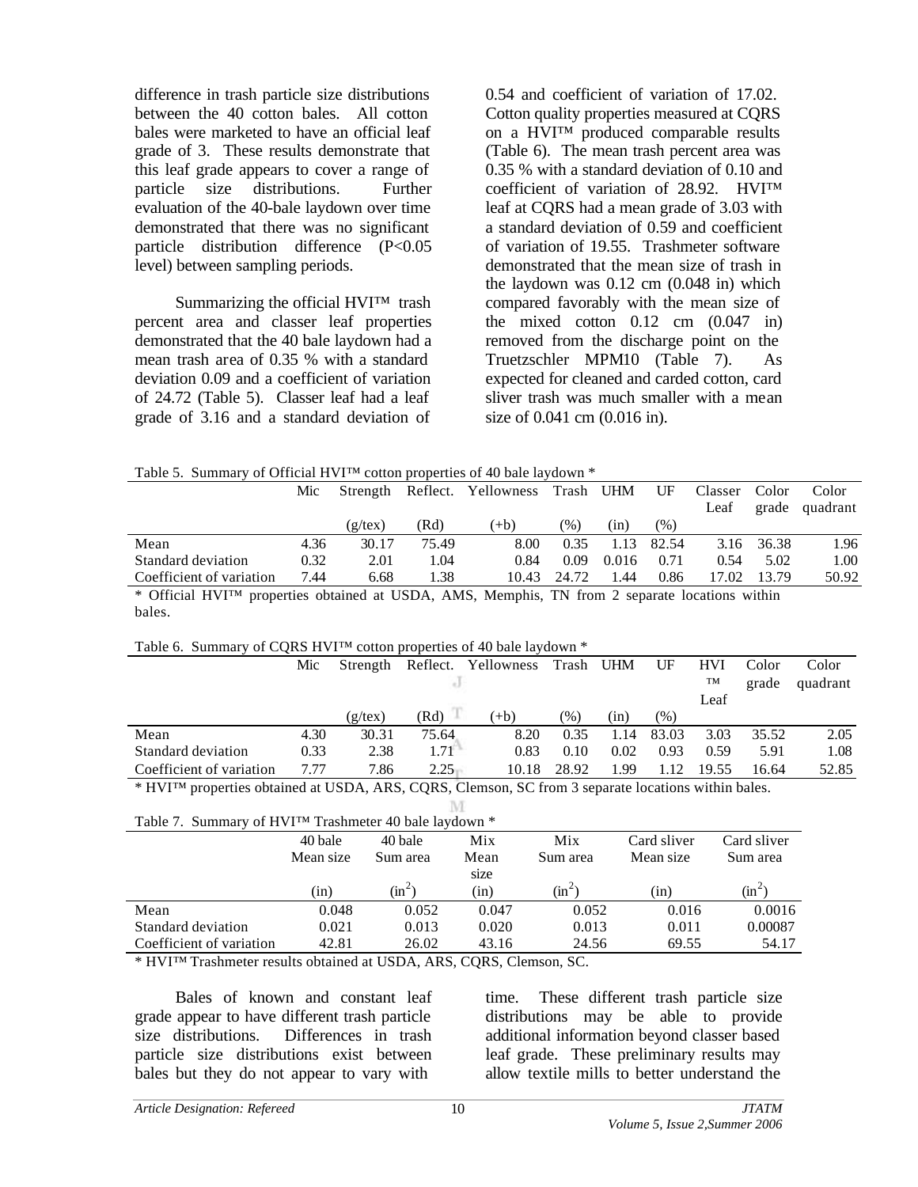difference in trash particle size distributions between the 40 cotton bales. All cotton bales were marketed to have an official leaf grade of 3. These results demonstrate that this leaf grade appears to cover a range of particle size distributions. Further evaluation of the 40-bale laydown over time demonstrated that there was no significant particle distribution difference ($P<0.05$ level) between sampling periods.

Summarizing the official HVI™ trash percent area and classer leaf properties demonstrated that the 40 bale laydown had a mean trash area of 0.35 % with a standard deviation 0.09 and a coefficient of variation of 24.72 (Table 5). Classer leaf had a leaf grade of 3.16 and a standard deviation of 0.54 and coefficient of variation of 17.02. Cotton quality properties measured at CQRS on a HVI™ produced comparable results (Table 6). The mean trash percent area was 0.35 % with a standard deviation of 0.10 and coefficient of variation of 28.92. HVI™ leaf at CQRS had a mean grade of 3.03 with a standard deviation of 0.59 and coefficient of variation of 19.55. Trashmeter software demonstrated that the mean size of trash in the laydown was 0.12 cm (0.048 in) which compared favorably with the mean size of the mixed cotton 0.12 cm (0.047 in) removed from the discharge point on the Truetzschler MPM10 (Table 7). As expected for cleaned and carded cotton, card sliver trash was much smaller with a mean size of 0.041 cm (0.016 in).

Table 5. Summary of Official HVI™ cotton properties of 40 bale laydown *

| | Mic | Strength (g/tex) | Reflect. (Rd) | Yellowness (+b) | Trash (%) | UHM (in) | UF (%) | Classer Leaf | Color grade | Color quadrant |
|---|---|---|---|---|---|---|---|---|---|---|
| Mean | 4.36 | 30.17 | 75.49 | 8.00 | 0.35 | 1.13 | 82.54 | 3.16 | 36.38 | 1.96 |
| Standard deviation | 0.32 | 2.01 | 1.04 | 0.84 | 0.09 | 0.016 | 0.71 | 0.54 | 5.02 | 1.00 |
| Coefficient of variation | 7.44 | 6.68 | 1.38 | 10.43 | 24.72 | 1.44 | 0.86 | 17.02 | 13.79 | 50.92 |

* Official HVI™ properties obtained at USDA, AMS, Memphis, TN from 2 separate locations within bales.

Table 6. Summary of CQRS HVI™ cotton properties of 40 bale laydown *

| | Mic | Strength (g/tex) | Reflect. (Rd) | Yellowness (+b) | Trash (%) | UHM (in) | UF (%) | HVI ™ Leaf | Color grade | Color quadrant |
|---|---|---|---|---|---|---|---|---|---|---|
| Mean | 4.30 | 30.31 | 75.64 | 8.20 | 0.35 | 1.14 | 83.03 | 3.03 | 35.52 | 2.05 |
| Standard deviation | 0.33 | 2.38 | 1.71 | 0.83 | 0.10 | 0.02 | 0.93 | 0.59 | 5.91 | 1.08 |
| Coefficient of variation | 7.77 | 7.86 | 2.25 | 10.18 | 28.92 | 1.99 | 1.12 | 19.55 | 16.64 | 52.85 |

* HVI™ properties obtained at USDA, ARS, CQRS, Clemson, SC from 3 separate locations within bales.

Table 7. Summary of HVI™ Trashmeter 40 bale laydown *

| | 40 bale Mean size (in) | 40 bale Sum area ($in^2$) | Mix Mean size (in) | Mix Sum area ($in^2$) | Card sliver Mean size (in) | Card sliver Sum area ($in^2$) |
|---|---|---|---|---|---|---|
| Mean | 0.048 | 0.052 | 0.047 | 0.052 | 0.016 | 0.0016 |
| Standard deviation | 0.021 | 0.013 | 0.020 | 0.013 | 0.011 | 0.00087 |
| Coefficient of variation | 42.81 | 26.02 | 43.16 | 24.56 | 69.55 | 54.17 |

* HVI™ Trashmeter results obtained at USDA, ARS, CQRS, Clemson, SC.

Bales of known and constant leaf grade appear to have different trash particle size distributions. Differences in trash particle size distributions exist between bales but they do not appear to vary with time. These different trash particle size distributions may be able to provide additional information beyond classer based leaf grade. These preliminary results may allow textile mills to better understand the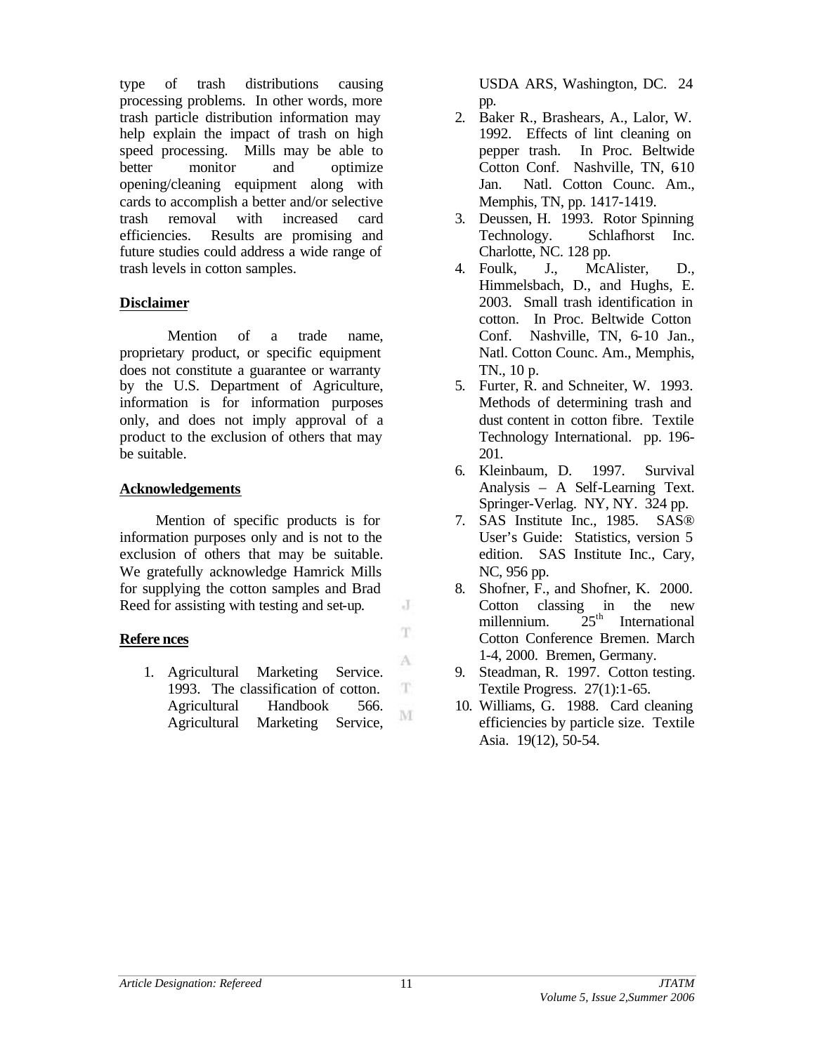type of trash distributions causing processing problems. In other words, more trash particle distribution information may help explain the impact of trash on high speed processing. Mills may be able to better monitor and optimize opening/cleaning equipment along with cards to accomplish a better and/or selective trash removal with increased card efficiencies. Results are promising and future studies could address a wide range of trash levels in cotton samples.

## Disclaimer

Mention of a trade name, proprietary product, or specific equipment does not constitute a guarantee or warranty by the U.S. Department of Agriculture, information is for information purposes only, and does not imply approval of a product to the exclusion of others that may be suitable.

## Acknowledgements

Mention of specific products is for information purposes only and is not to the exclusion of others that may be suitable. We gratefully acknowledge Hamrick Mills for supplying the cotton samples and Brad Reed for assisting with testing and set-up.

## References

1. Agricultural Marketing Service. 1993. The classification of cotton. Agricultural Handbook 566. Agricultural Marketing Service, USDA ARS, Washington, DC. 24 pp.
2. Baker R., Brashears, A., Lalor, W. 1992. Effects of lint cleaning on pepper trash. In Proc. Beltwide Cotton Conf. Nashville, TN, 6-10 Jan. Natl. Cotton Counc. Am., Memphis, TN, pp. 1417-1419.
3. Deussen, H. 1993. Rotor Spinning Technology. Schlafhorst Inc. Charlotte, NC. 128 pp.
4. Foulk, J., McAlister, D., Himmelsbach, D., and Hughs, E. 2003. Small trash identification in cotton. In Proc. Beltwide Cotton Conf. Nashville, TN, 6-10 Jan., Natl. Cotton Counc. Am., Memphis, TN., 10 p.
5. Furter, R. and Schneiter, W. 1993. Methods of determining trash and dust content in cotton fibre. Textile Technology International. pp. 196-201.
6. Kleinbaum, D. 1997. Survival Analysis – A Self-Learning Text. Springer-Verlag. NY, NY. 324 pp.
7. SAS Institute Inc., 1985. SAS® User's Guide: Statistics, version 5 edition. SAS Institute Inc., Cary, NC, 956 pp.
8. Shofner, F., and Shofner, K. 2000. Cotton classing in the new millennium. 25th International Cotton Conference Bremen. March 1-4, 2000. Bremen, Germany.
9. Steadman, R. 1997. Cotton testing. Textile Progress. 27(1):1-65.
10. Williams, G. 1988. Card cleaning efficiencies by particle size. Textile Asia. 19(12), 50-54.